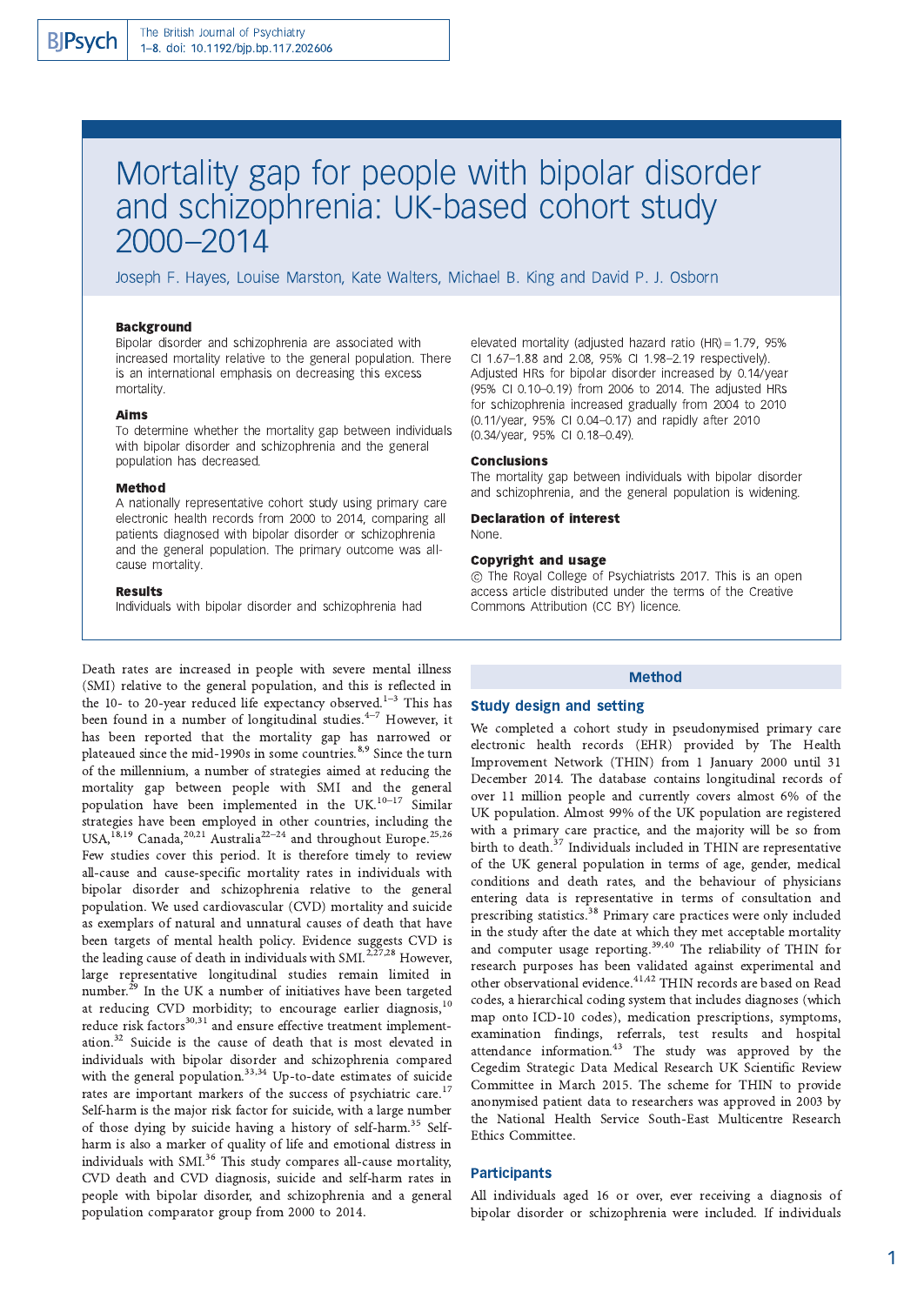# Mortality gap for people with bipolar disorder and schizophrenia: UK-based cohort study 2000–2014

Joseph F. Hayes, Louise Marston, Kate Walters, Michael B. King and David P. J. Osborn

### Background

Bipolar disorder and schizophrenia are associated with increased mortality relative to the general population. There is an international emphasis on decreasing this excess mortality.

### Aims

To determine whether the mortality gap between individuals with bipolar disorder and schizophrenia and the general population has decreased.

### Method

A nationally representative cohort study using primary care electronic health records from 2000 to 2014, comparing all patients diagnosed with bipolar disorder or schizophrenia and the general population. The primary outcome was all-cause mortality.

### Results

Individuals with bipolar disorder and schizophrenia had elevated mortality (adjusted hazard ratio (HR) = 1.79, 95% CI 1.67–1.88 and 2.08, 95% CI 1.98–2.19 respectively). Adjusted HRs for bipolar disorder increased by 0.14/year (95% CI 0.10–0.19) from 2006 to 2014. The adjusted HRs for schizophrenia increased gradually from 2004 to 2010 (0.11/year, 95% CI 0.04–0.17) and rapidly after 2010 (0.34/year, 95% CI 0.18–0.49).

### Conclusions

The mortality gap between individuals with bipolar disorder and schizophrenia, and the general population is widening.

### Declaration of interest

None.

### Copyright and usage

© The Royal College of Psychiatrists 2017. This is an open access article distributed under the terms of the Creative Commons Attribution (CC BY) licence.

Death rates are increased in people with severe mental illness (SMI) relative to the general population, and this is reflected in the 10- to 20-year reduced life expectancy observed.[1–3] This has been found in a number of longitudinal studies.[4–7] However, it has been reported that the mortality gap has narrowed or plateaued since the mid-1990s in some countries.[8,9] Since the turn of the millennium, a number of strategies aimed at reducing the mortality gap between people with SMI and the general population have been implemented in the UK.[10–17] Similar strategies have been employed in other countries, including the USA,[18,19] Canada,[20,21] Australia[22–24] and throughout Europe.[25,26] Few studies cover this period. It is therefore timely to review all-cause and cause-specific mortality rates in individuals with bipolar disorder and schizophrenia relative to the general population. We used cardiovascular (CVD) mortality and suicide as exemplars of natural and unnatural causes of death that have been targets of mental health policy. Evidence suggests CVD is the leading cause of death in individuals with SMI.[2,27,28] However, large representative longitudinal studies remain limited in number.[29] In the UK a number of initiatives have been targeted at reducing CVD morbidity; to encourage earlier diagnosis,[10] reduce risk factors[30,31] and ensure effective treatment implementation.[32] Suicide is the cause of death that is most elevated in individuals with bipolar disorder and schizophrenia compared with the general population.[33,34] Up-to-date estimates of suicide rates are important markers of the success of psychiatric care.[17] Self-harm is the major risk factor for suicide, with a large number of those dying by suicide having a history of self-harm.[35] Self-harm is also a marker of quality of life and emotional distress in individuals with SMI.[36] This study compares all-cause mortality, CVD death and CVD diagnosis, suicide and self-harm rates in people with bipolar disorder, and schizophrenia and a general population comparator group from 2000 to 2014.

## Method

### Study design and setting

We completed a cohort study in pseudonymised primary care electronic health records (EHR) provided by The Health Improvement Network (THIN) from 1 January 2000 until 31 December 2014. The database contains longitudinal records of over 11 million people and currently covers almost 6% of the UK population. Almost 99% of the UK population are registered with a primary care practice, and the majority will be so from birth to death.[37] Individuals included in THIN are representative of the UK general population in terms of age, gender, medical conditions and death rates, and the behaviour of physicians entering data is representative in terms of consultation and prescribing statistics.[38] Primary care practices were only included in the study after the date at which they met acceptable mortality and computer usage reporting.[39,40] The reliability of THIN for research purposes has been validated against experimental and other observational evidence.[41,42] THIN records are based on Read codes, a hierarchical coding system that includes diagnoses (which map onto ICD-10 codes), medication prescriptions, symptoms, examination findings, referrals, test results and hospital attendance information.[43] The study was approved by the Cegedim Strategic Data Medical Research UK Scientific Review Committee in March 2015. The scheme for THIN to provide anonymised patient data to researchers was approved in 2003 by the National Health Service South-East Multicentre Research Ethics Committee.

### Participants

All individuals aged 16 or over, ever receiving a diagnosis of bipolar disorder or schizophrenia were included. If individuals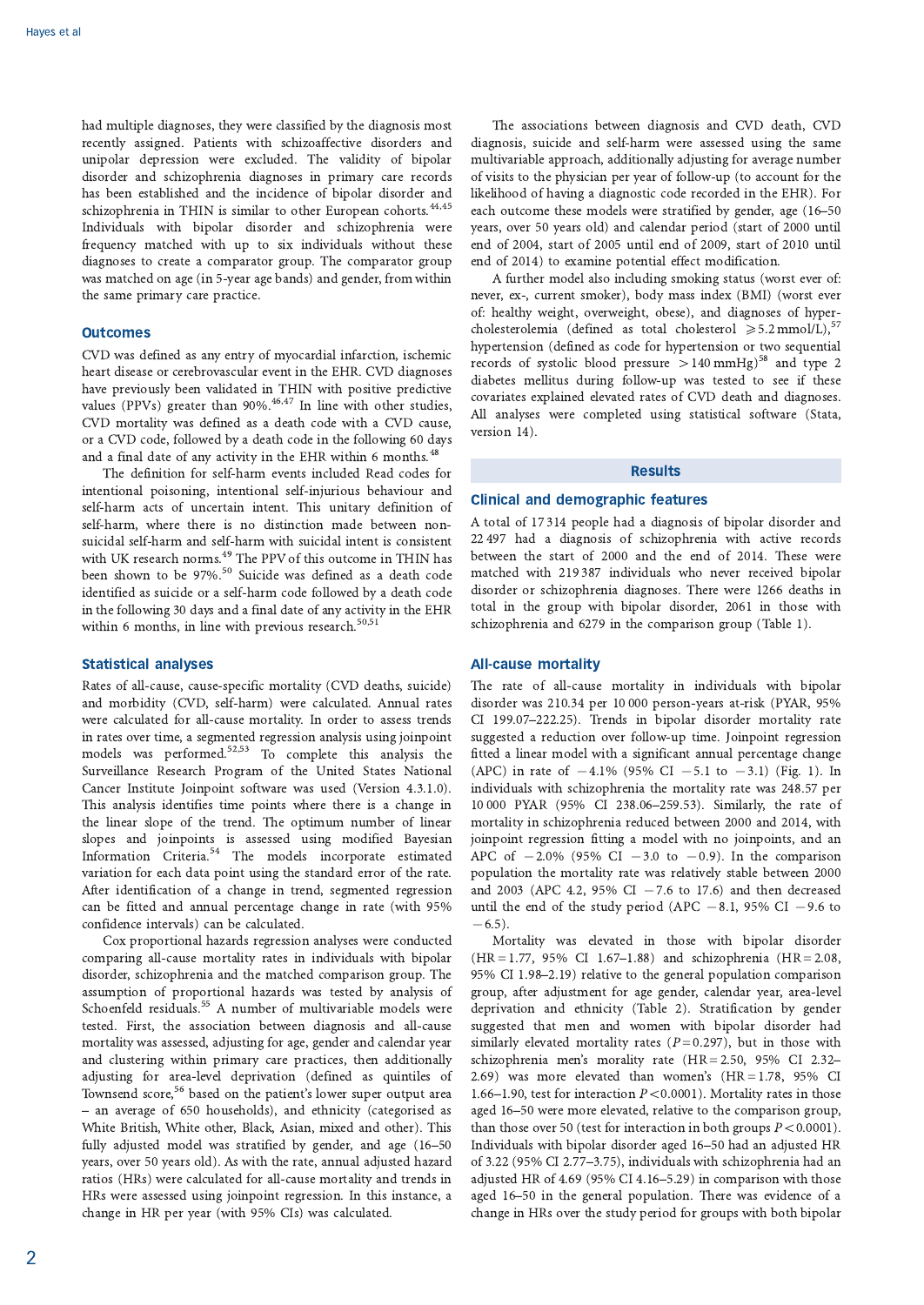had multiple diagnoses, they were classified by the diagnosis most recently assigned. Patients with schizoaffective disorders and unipolar depression were excluded. The validity of bipolar disorder and schizophrenia diagnoses in primary care records has been established and the incidence of bipolar disorder and schizophrenia in THIN is similar to other European cohorts.[44,45] Individuals with bipolar disorder and schizophrenia were frequency matched with up to six individuals without these diagnoses to create a comparator group. The comparator group was matched on age (in 5-year age bands) and gender, from within the same primary care practice.

### Outcomes

CVD was defined as any entry of myocardial infarction, ischemic heart disease or cerebrovascular event in the EHR. CVD diagnoses have previously been validated in THIN with positive predictive values (PPVs) greater than 90%.[46,47] In line with other studies, CVD mortality was defined as a death code with a CVD cause, or a CVD code, followed by a death code in the following 60 days and a final date of any activity in the EHR within 6 months.[48]

The definition for self-harm events included Read codes for intentional poisoning, intentional self-injurious behaviour and self-harm acts of uncertain intent. This unitary definition of self-harm, where there is no distinction made between non-suicidal self-harm and self-harm with suicidal intent is consistent with UK research norms.[49] The PPV of this outcome in THIN has been shown to be 97%.[50] Suicide was defined as a death code identified as suicide or a self-harm code followed by a death code in the following 30 days and a final date of any activity in the EHR within 6 months, in line with previous research.[50,51]

### Statistical analyses

Rates of all-cause, cause-specific mortality (CVD deaths, suicide) and morbidity (CVD, self-harm) were calculated. Annual rates were calculated for all-cause mortality. In order to assess trends in rates over time, a segmented regression analysis using joinpoint models was performed.[52,53] To complete this analysis the Surveillance Research Program of the United States National Cancer Institute Joinpoint software was used (Version 4.3.1.0). This analysis identifies time points where there is a change in the linear slope of the trend. The optimum number of linear slopes and joinpoints is assessed using modified Bayesian Information Criteria.[54] The models incorporate estimated variation for each data point using the standard error of the rate. After identification of a change in trend, segmented regression can be fitted and annual percentage change in rate (with 95% confidence intervals) can be calculated.

Cox proportional hazards regression analyses were conducted comparing all-cause mortality rates in individuals with bipolar disorder, schizophrenia and the matched comparison group. The assumption of proportional hazards was tested by analysis of Schoenfeld residuals.[55] A number of multivariable models were tested. First, the association between diagnosis and all-cause mortality was assessed, adjusting for age, gender and calendar year and clustering within primary care practices, then additionally adjusting for area-level deprivation (defined as quintiles of Townsend score,[56] based on the patient's lower super output area – an average of 650 households), and ethnicity (categorised as White British, White other, Black, Asian, mixed and other). This fully adjusted model was stratified by gender, and age (16–50 years, over 50 years old). As with the rate, annual adjusted hazard ratios (HRs) were calculated for all-cause mortality and trends in HRs were assessed using joinpoint regression. In this instance, a change in HR per year (with 95% CIs) was calculated.

The associations between diagnosis and CVD death, CVD diagnosis, suicide and self-harm were assessed using the same multivariable approach, additionally adjusting for average number of visits to the physician per year of follow-up (to account for the likelihood of having a diagnostic code recorded in the EHR). For each outcome these models were stratified by gender, age (16–50 years, over 50 years old) and calendar period (start of 2000 until end of 2004, start of 2005 until end of 2009, start of 2010 until end of 2014) to examine potential effect modification.

A further model also including smoking status (worst ever of: never, ex-, current smoker), body mass index (BMI) (worst ever of: healthy weight, overweight, obese), and diagnoses of hypercholesterolemia (defined as total cholesterol $\geqslant 5.2$ mmol/L),[57] hypertension (defined as code for hypertension or two sequential records of systolic blood pressure $>140$ mmHg)[58] and type 2 diabetes mellitus during follow-up was tested to see if these covariates explained elevated rates of CVD death and diagnoses. All analyses were completed using statistical software (Stata, version 14).

## Results

### Clinical and demographic features

A total of 17 314 people had a diagnosis of bipolar disorder and 22 497 had a diagnosis of schizophrenia with active records between the start of 2000 and the end of 2014. These were matched with 219 387 individuals who never received bipolar disorder or schizophrenia diagnoses. There were 1266 deaths in total in the group with bipolar disorder, 2061 in those with schizophrenia and 6279 in the comparison group (Table 1).

### All-cause mortality

The rate of all-cause mortality in individuals with bipolar disorder was 210.34 per 10 000 person-years at-risk (PYAR, 95% CI 199.07–222.25). Trends in bipolar disorder mortality rate suggested a reduction over follow-up time. Joinpoint regression fitted a linear model with a significant annual percentage change (APC) in rate of −4.1% (95% CI −5.1 to −3.1) (Fig. 1). In individuals with schizophrenia the mortality rate was 248.57 per 10 000 PYAR (95% CI 238.06–259.53). Similarly, the rate of mortality in schizophrenia reduced between 2000 and 2014, with joinpoint regression fitting a model with no joinpoints, and an APC of −2.0% (95% CI −3.0 to −0.9). In the comparison population the mortality rate was relatively stable between 2000 and 2003 (APC 4.2, 95% CI −7.6 to 17.6) and then decreased until the end of the study period (APC −8.1, 95% CI −9.6 to −6.5).

Mortality was elevated in those with bipolar disorder (HR = 1.77, 95% CI 1.67–1.88) and schizophrenia (HR = 2.08, 95% CI 1.98–2.19) relative to the general population comparison group, after adjustment for age gender, calendar year, area-level deprivation and ethnicity (Table 2). Stratification by gender suggested that men and women with bipolar disorder had similarly elevated mortality rates ($P = 0.297$), but in those with schizophrenia men's morality rate (HR = 2.50, 95% CI 2.32–2.69) was more elevated than women's (HR = 1.78, 95% CI 1.66–1.90, test for interaction $P < 0.0001$). Mortality rates in those aged 16–50 were more elevated, relative to the comparison group, than those over 50 (test for interaction in both groups $P < 0.0001$). Individuals with bipolar disorder aged 16–50 had an adjusted HR of 3.22 (95% CI 2.77–3.75), individuals with schizophrenia had an adjusted HR of 4.69 (95% CI 4.16–5.29) in comparison with those aged 16–50 in the general population. There was evidence of a change in HRs over the study period for groups with both bipolar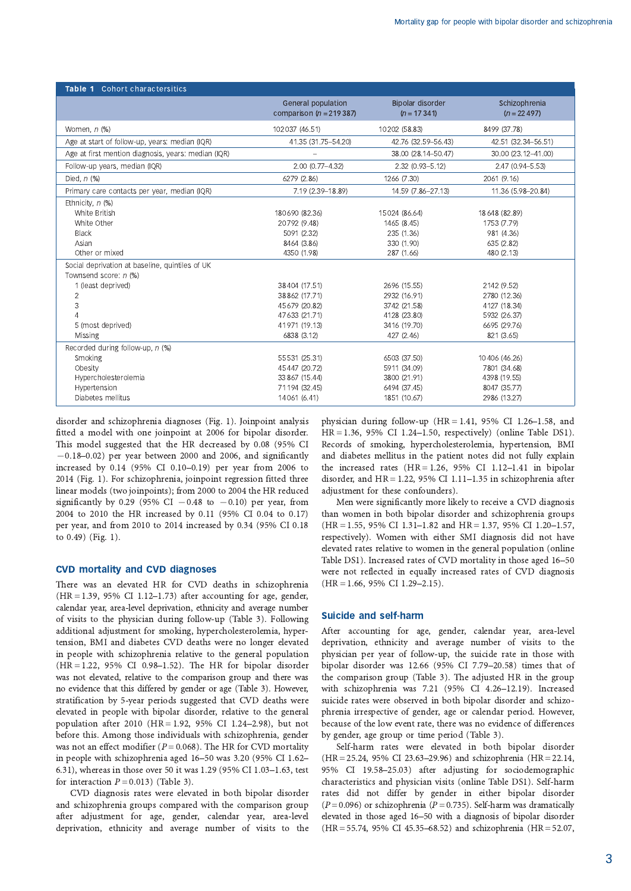**Table 1** Cohort characteristics

| | General population comparison (*n* = 219 387) | Bipolar disorder (*n* = 17 341) | Schizophrenia (*n* = 22 497) |
|---|---|---|---|
| Women, *n* (%) | 102 037 (46.51) | 10 202 (58.83) | 8499 (37.78) |
| Age at start of follow-up, years: median (IQR) | 41.35 (31.75–54.20) | 42.76 (32.59–56.43) | 42.51 (32.34–56.51) |
| Age at first mention diagnosis, years: median (IQR) | – | 38.00 (28.14–50.47) | 30.00 (23.12–41.00) |
| Follow-up years, median (IQR) | 2.00 (0.77–4.32) | 2.32 (0.93–5.12) | 2.47 (0.94–5.53) |
| Died, *n* (%) | 6279 (2.86) | 1266 (7.30) | 2061 (9.16) |
| Primary care contacts per year, median (IQR) | 7.19 (2.39–18.89) | 14.59 (7.86–27.13) | 11.36 (5.98–20.84) |
| Ethnicity, *n* (%) | | | |
| White British | 180 690 (82.36) | 15 024 (86.64) | 18 648 (82.89) |
| White Other | 20 792 (9.48) | 1465 (8.45) | 1753 (7.79) |
| Black | 5091 (2.32) | 235 (1.36) | 981 (4.36) |
| Asian | 8464 (3.86) | 330 (1.90) | 635 (2.82) |
| Other or mixed | 4350 (1.98) | 287 (1.66) | 480 (2.13) |
| Social deprivation at baseline, quintiles of UK Townsend score: *n* (%) | | | |
| 1 (least deprived) | 38 404 (17.51) | 2696 (15.55) | 2142 (9.52) |
| 2 | 38 862 (17.71) | 2932 (16.91) | 2780 (12.36) |
| 3 | 45 679 (20.82) | 3742 (21.58) | 4127 (18.34) |
| 4 | 47 633 (21.71) | 4128 (23.80) | 5932 (26.37) |
| 5 (most deprived) | 41 971 (19.13) | 3416 (19.70) | 6695 (29.76) |
| Missing | 6838 (3.12) | 427 (2.46) | 821 (3.65) |
| Recorded during follow-up, *n* (%) | | | |
| Smoking | 55 531 (25.31) | 6503 (37.50) | 10 406 (46.26) |
| Obesity | 45 447 (20.72) | 5911 (34.09) | 7801 (34.68) |
| Hypercholesterolemia | 33 867 (15.44) | 3800 (21.91) | 4398 (19.55) |
| Hypertension | 71 194 (32.45) | 6494 (37.45) | 8047 (35.77) |
| Diabetes mellitus | 14 061 (6.41) | 1851 (10.67) | 2986 (13.27) |

disorder and schizophrenia diagnoses (Fig. 1). Joinpoint analysis fitted a model with one joinpoint at 2006 for bipolar disorder. This model suggested that the HR decreased by 0.08 (95% CI −0.18–0.02) per year between 2000 and 2006, and significantly increased by 0.14 (95% CI 0.10–0.19) per year from 2006 to 2014 (Fig. 1). For schizophrenia, joinpoint regression fitted three linear models (two joinpoints); from 2000 to 2004 the HR reduced significantly by 0.29 (95% CI −0.48 to −0.10) per year, from 2004 to 2010 the HR increased by 0.11 (95% CI 0.04 to 0.17) per year, and from 2010 to 2014 increased by 0.34 (95% CI 0.18 to 0.49) (Fig. 1).

## CVD mortality and CVD diagnoses

There was an elevated HR for CVD deaths in schizophrenia (HR = 1.39, 95% CI 1.12–1.73) after accounting for age, gender, calendar year, area-level deprivation, ethnicity and average number of visits to the physician during follow-up (Table 3). Following additional adjustment for smoking, hypercholesterolemia, hypertension, BMI and diabetes CVD deaths were no longer elevated in people with schizophrenia relative to the general population (HR = 1.22, 95% CI 0.98–1.52). The HR for bipolar disorder was not elevated, relative to the comparison group and there was no evidence that this differed by gender or age (Table 3). However, stratification by 5-year periods suggested that CVD deaths were elevated in people with bipolar disorder, relative to the general population after 2010 (HR = 1.92, 95% CI 1.24–2.98), but not before this. Among those individuals with schizophrenia, gender was not an effect modifier ($P = 0.068$). The HR for CVD mortality in people with schizophrenia aged 16–50 was 3.20 (95% CI 1.62–6.31), whereas in those over 50 it was 1.29 (95% CI 1.03–1.63, test for interaction $P = 0.013$) (Table 3).

CVD diagnosis rates were elevated in both bipolar disorder and schizophrenia groups compared with the comparison group after adjustment for age, gender, calendar year, area-level deprivation, ethnicity and average number of visits to the physician during follow-up (HR = 1.41, 95% CI 1.26–1.58, and HR = 1.36, 95% CI 1.24–1.50, respectively) (online Table DS1). Records of smoking, hypercholesterolemia, hypertension, BMI and diabetes mellitus in the patient notes did not fully explain the increased rates (HR = 1.26, 95% CI 1.12–1.41 in bipolar disorder, and HR = 1.22, 95% CI 1.11–1.35 in schizophrenia after adjustment for these confounders).

Men were significantly more likely to receive a CVD diagnosis than women in both bipolar disorder and schizophrenia groups (HR = 1.55, 95% CI 1.31–1.82 and HR = 1.37, 95% CI 1.20–1.57, respectively). Women with either SMI diagnosis did not have elevated rates relative to women in the general population (online Table DS1). Increased rates of CVD mortality in those aged 16–50 were not reflected in equally increased rates of CVD diagnosis (HR = 1.66, 95% CI 1.29–2.15).

## Suicide and self-harm

After accounting for age, gender, calendar year, area-level deprivation, ethnicity and average number of visits to the physician per year of follow-up, the suicide rate in those with bipolar disorder was 12.66 (95% CI 7.79–20.58) times that of the comparison group (Table 3). The adjusted HR in the group with schizophrenia was 7.21 (95% CI 4.26–12.19). Increased suicide rates were observed in both bipolar disorder and schizophrenia irrespective of gender, age or calendar period. However, because of the low event rate, there was no evidence of differences by gender, age group or time period (Table 3).

Self-harm rates were elevated in both bipolar disorder (HR = 25.24, 95% CI 23.63–29.96) and schizophrenia (HR = 22.14, 95% CI 19.58–25.03) after adjusting for sociodemographic characteristics and physician visits (online Table DS1). Self-harm rates did not differ by gender in either bipolar disorder ($P = 0.096$) or schizophrenia ($P = 0.735$). Self-harm was dramatically elevated in those aged 16–50 with a diagnosis of bipolar disorder (HR = 55.74, 95% CI 45.35–68.52) and schizophrenia (HR = 52.07,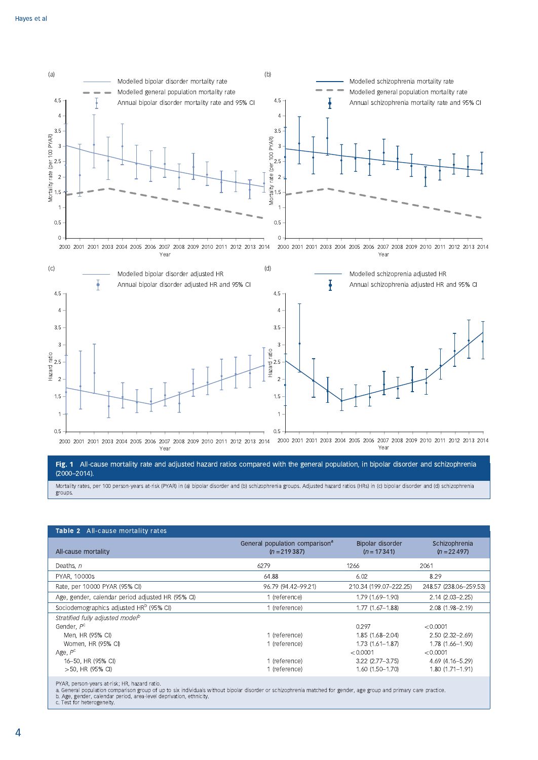**Fig. 1** All-cause mortality rate and adjusted hazard ratios compared with the general population, in bipolar disorder and schizophrenia (2000–2014).

Mortality rates, per 100 person-years at-risk (PYAR) in (a) bipolar disorder and (b) schizophrenia groups. Adjusted hazard ratios (HRs) in (c) bipolar disorder and (d) schizophrenia groups.

**Table 2** All-cause mortality rates

| All-cause mortality | General population comparison[a] ($n$ = 219 387) | Bipolar disorder ($n$ = 17 341) | Schizophrenia ($n$ = 22 497) |
|---|---|---|---|
| Deaths, $n$ | 6279 | 1266 | 2061 |
| PYAR, 10 000s | 64.88 | 6.02 | 8.29 |
| Rate, per 10 000 PYAR (95% CI) | 96.79 (94.42–99.21) | 210.34 (199.07–222.25) | 248.57 (238.06–259.53) |
| Age, gender, calendar period adjusted HR (95% CI) | 1 (reference) | 1.79 (1.69–1.90) | 2.14 (2.03–2.25) |
| Sociodemographics adjusted HR[b] (95% CI) | 1 (reference) | 1.77 (1.67–1.88) | 2.08 (1.98–2.19) |
| *Stratified fully adjusted model*[b] | | | |
| Gender, $P$[c] | | 0.297 | <0.0001 |
| Men, HR (95% CI) | 1 (reference) | 1.85 (1.68–2.04) | 2.50 (2.32–2.69) |
| Women, HR (95% CI) | 1 (reference) | 1.73 (1.61–1.87) | 1.78 (1.66–1.90) |
| Age, $P$[c] | | <0.0001 | <0.0001 |
| 16–50, HR (95% CI) | 1 (reference) | 3.22 (2.77–3.75) | 4.69 (4.16–5.29) |
| >50, HR (95% CI) | 1 (reference) | 1.60 (1.50–1.70) | 1.80 (1.71–1.91) |

PYAR, person-years at-risk; HR, hazard ratio.
a. General population comparison group of up to six individuals without bipolar disorder or schizophrenia matched for gender, age group and primary care practice.
b. Age, gender, calendar period, area-level deprivation, ethnicity.
c. Test for heterogeneity.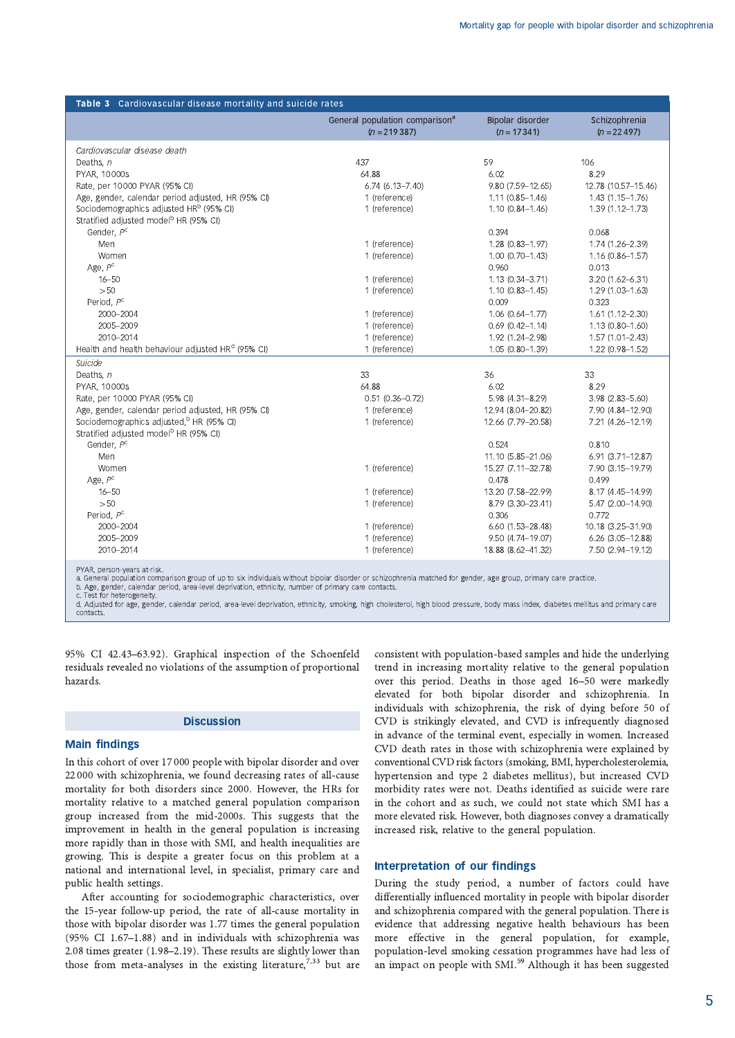**Table 3** Cardiovascular disease mortality and suicide rates

| | General population comparison[a] (n = 219 387) | Bipolar disorder (n = 17 341) | Schizophrenia (n = 22 497) |
|---|---|---|---|
| *Cardiovascular disease death* | | | |
| Deaths, n | 437 | 59 | 106 |
| PYAR, 10000s | 64.88 | 6.02 | 8.29 |
| Rate, per 10 000 PYAR (95% CI) | 6.74 (6.13–7.40) | 9.80 (7.59–12.65) | 12.78 (10.57–15.46) |
| Age, gender, calendar period adjusted, HR (95% CI) | 1 (reference) | 1.11 (0.85–1.46) | 1.43 (1.15–1.76) |
| Sociodemographics adjusted HR[b] (95% CI) | 1 (reference) | 1.10 (0.84–1.46) | 1.39 (1.12–1.73) |
| Stratified adjusted model[b] HR (95% CI) | | | |
| Gender, P[c] | | 0.394 | 0.068 |
| Men | 1 (reference) | 1.28 (0.83–1.97) | 1.74 (1.26–2.39) |
| Women | 1 (reference) | 1.00 (0.70–1.43) | 1.16 (0.86–1.57) |
| Age, P[c] | | 0.960 | 0.013 |
| 16–50 | 1 (reference) | 1.13 (0.34–3.71) | 3.20 (1.62–6.31) |
| >50 | 1 (reference) | 1.10 (0.83–1.45) | 1.29 (1.03–1.63) |
| Period, P[c] | | 0.009 | 0.323 |
| 2000–2004 | 1 (reference) | 1.06 (0.64–1.77) | 1.61 (1.12–2.30) |
| 2005–2009 | 1 (reference) | 0.69 (0.42–1.14) | 1.13 (0.80–1.60) |
| 2010–2014 | 1 (reference) | 1.92 (1.24–2.98) | 1.57 (1.01–2.43) |
| Health and health behaviour adjusted HR[d] (95% CI) | 1 (reference) | 1.05 (0.80–1.39) | 1.22 (0.98–1.52) |
| *Suicide* | | | |
| Deaths, n | 33 | 36 | 33 |
| PYAR, 10000s | 64.88 | 6.02 | 8.29 |
| Rate, per 10 000 PYAR (95% CI) | 0.51 (0.36–0.72) | 5.98 (4.31–8.29) | 3.98 (2.83–5.60) |
| Age, gender, calendar period adjusted, HR (95% CI) | 1 (reference) | 12.94 (8.04–20.82) | 7.90 (4.84–12.90) |
| Sociodemographics adjusted,[b] HR (95% CI) | 1 (reference) | 12.66 (7.79–20.58) | 7.21 (4.26–12.19) |
| Stratified adjusted model[b] HR (95% CI) | | | |
| Gender, P[c] | | 0.524 | 0.810 |
| Men | | 11.10 (5.85–21.06) | 6.91 (3.71–12.87) |
| Women | 1 (reference) | 15.27 (7.11–32.78) | 7.90 (3.15–19.79) |
| Age, P[c] | | 0.478 | 0.499 |
| 16–50 | 1 (reference) | 13.20 (7.58–22.99) | 8.17 (4.45–14.99) |
| >50 | 1 (reference) | 8.79 (3.30–23.41) | 5.47 (2.00–14.90) |
| Period, P[c] | | 0.306 | 0.772 |
| 2000–2004 | 1 (reference) | 6.60 (1.53–28.48) | 10.18 (3.25–31.90) |
| 2005–2009 | 1 (reference) | 9.50 (4.74–19.07) | 6.26 (3.05–12.88) |
| 2010–2014 | 1 (reference) | 18.88 (8.62–41.32) | 7.50 (2.94–19.12) |

PYAR, person-years at-risk.
a. General population comparison group of up to six individuals without bipolar disorder or schizophrenia matched for gender, age group, primary care practice.
b. Age, gender, calendar period, area-level deprivation, ethnicity, number of primary care contacts.
c. Test for heterogeneity.
d. Adjusted for age, gender, calendar period, area-level deprivation, ethnicity, smoking, high cholesterol, high blood pressure, body mass index, diabetes mellitus and primary care contacts.

95% CI 42.43–63.92). Graphical inspection of the Schoenfeld residuals revealed no violations of the assumption of proportional hazards.

## Discussion

### Main findings

In this cohort of over 17 000 people with bipolar disorder and over 22 000 with schizophrenia, we found decreasing rates of all-cause mortality for both disorders since 2000. However, the HRs for mortality relative to a matched general population comparison group increased from the mid-2000s. This suggests that the improvement in health in the general population is increasing more rapidly than in those with SMI, and health inequalities are growing. This is despite a greater focus on this problem at a national and international level, in specialist, primary care and public health settings.

After accounting for sociodemographic characteristics, over the 15-year follow-up period, the rate of all-cause mortality in those with bipolar disorder was 1.77 times the general population (95% CI 1.67–1.88) and in individuals with schizophrenia was 2.08 times greater (1.98–2.19). These results are slightly lower than those from meta-analyses in the existing literature,[7,33] but are consistent with population-based samples and hide the underlying trend in increasing mortality relative to the general population over this period. Deaths in those aged 16–50 were markedly elevated for both bipolar disorder and schizophrenia. In individuals with schizophrenia, the risk of dying before 50 of CVD is strikingly elevated, and CVD is infrequently diagnosed in advance of the terminal event, especially in women. Increased CVD death rates in those with schizophrenia were explained by conventional CVD risk factors (smoking, BMI, hypercholesterolemia, hypertension and type 2 diabetes mellitus), but increased CVD morbidity rates were not. Deaths identified as suicide were rare in the cohort and as such, we could not state which SMI has a more elevated risk. However, both diagnoses convey a dramatically increased risk, relative to the general population.

### Interpretation of our findings

During the study period, a number of factors could have differentially influenced mortality in people with bipolar disorder and schizophrenia compared with the general population. There is evidence that addressing negative health behaviours has been more effective in the general population, for example, population-level smoking cessation programmes have had less of an impact on people with SMI.[59] Although it has been suggested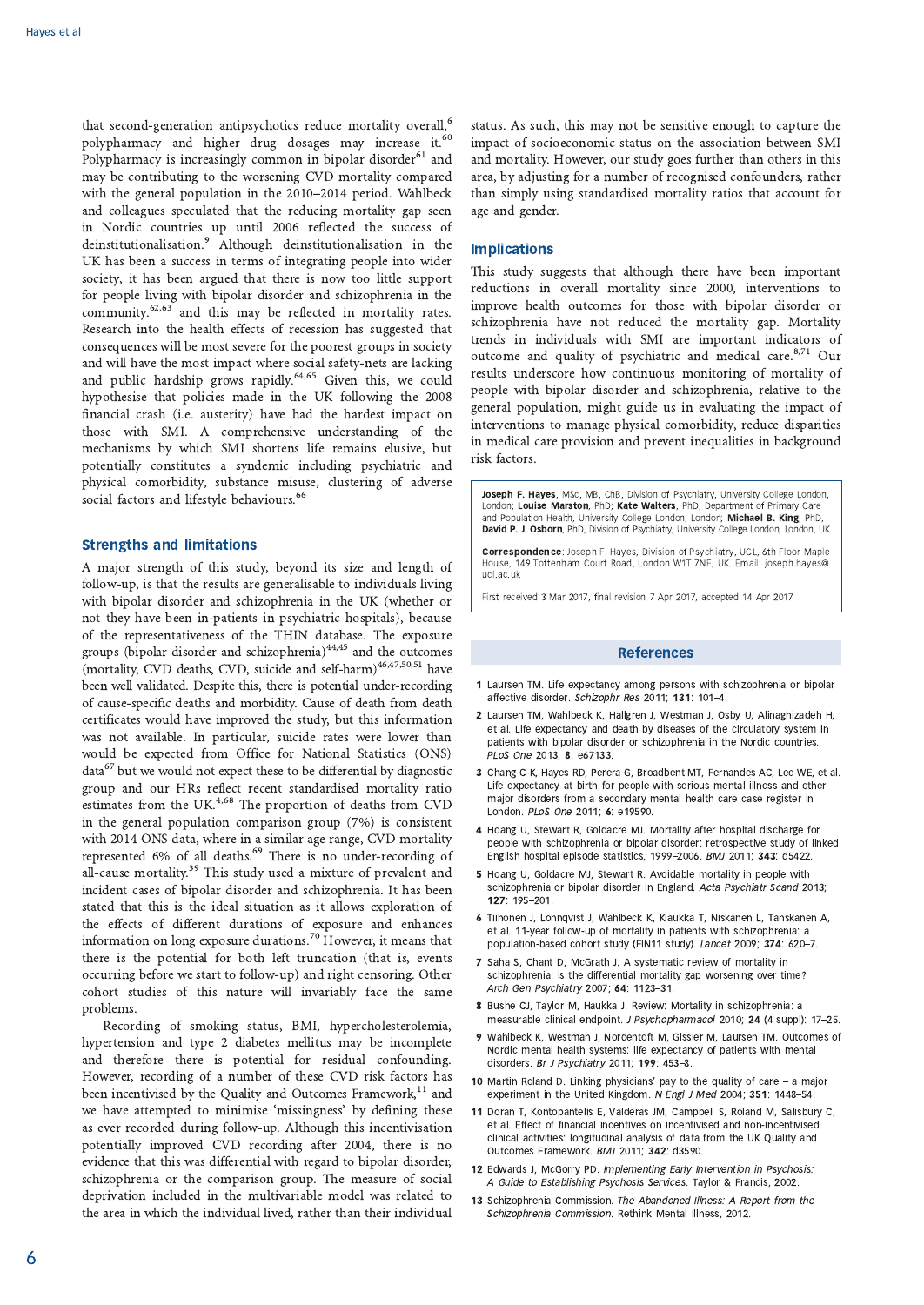that second-generation antipsychotics reduce mortality overall,[6] polypharmacy and higher drug dosages may increase it.[60] Polypharmacy is increasingly common in bipolar disorder[61] and may be contributing to the worsening CVD mortality compared with the general population in the 2010–2014 period. Wahlbeck and colleagues speculated that the reducing mortality gap seen in Nordic countries up until 2006 reflected the success of deinstitutionalisation.[9] Although deinstitutionalisation in the UK has been a success in terms of integrating people into wider society, it has been argued that there is now too little support for people living with bipolar disorder and schizophrenia in the community,[62,63] and this may be reflected in mortality rates. Research into the health effects of recession has suggested that consequences will be most severe for the poorest groups in society and will have the most impact where social safety-nets are lacking and public hardship grows rapidly.[64,65] Given this, we could hypothesise that policies made in the UK following the 2008 financial crash (i.e. austerity) have had the hardest impact on those with SMI. A comprehensive understanding of the mechanisms by which SMI shortens life remains elusive, but potentially constitutes a syndemic including psychiatric and physical comorbidity, substance misuse, clustering of adverse social factors and lifestyle behaviours.[66]

## Strengths and limitations

A major strength of this study, beyond its size and length of follow-up, is that the results are generalisable to individuals living with bipolar disorder and schizophrenia in the UK (whether or not they have been in-patients in psychiatric hospitals), because of the representativeness of the THIN database. The exposure groups (bipolar disorder and schizophrenia)[44,45] and the outcomes (mortality, CVD deaths, CVD, suicide and self-harm)[46,47,50,51] have been well validated. Despite this, there is potential under-recording of cause-specific deaths and morbidity. Cause of death from death certificates would have improved the study, but this information was not available. In particular, suicide rates were lower than would be expected from Office for National Statistics (ONS) data[67] but we would not expect these to be differential by diagnostic group and our HRs reflect recent standardised mortality ratio estimates from the UK.[4,68] The proportion of deaths from CVD in the general population comparison group (7%) is consistent with 2014 ONS data, where in a similar age range, CVD mortality represented 6% of all deaths.[69] There is no under-recording of all-cause mortality.[39] This study used a mixture of prevalent and incident cases of bipolar disorder and schizophrenia. It has been stated that this is the ideal situation as it allows exploration of the effects of different durations of exposure and enhances information on long exposure durations.[70] However, it means that there is the potential for both left truncation (that is, events occurring before we start to follow-up) and right censoring. Other cohort studies of this nature will invariably face the same problems.

Recording of smoking status, BMI, hypercholesterolemia, hypertension and type 2 diabetes mellitus may be incomplete and therefore there is potential for residual confounding. However, recording of a number of these CVD risk factors has been incentivised by the Quality and Outcomes Framework,[11] and we have attempted to minimise 'missingness' by defining these as ever recorded during follow-up. Although this incentivisation potentially improved CVD recording after 2004, there is no evidence that this was differential with regard to bipolar disorder, schizophrenia or the comparison group. The measure of social deprivation included in the multivariable model was related to the area in which the individual lived, rather than their individual status. As such, this may not be sensitive enough to capture the impact of socioeconomic status on the association between SMI and mortality. However, our study goes further than others in this area, by adjusting for a number of recognised confounders, rather than simply using standardised mortality ratios that account for age and gender.

## Implications

This study suggests that although there have been important reductions in overall mortality since 2000, interventions to improve health outcomes for those with bipolar disorder or schizophrenia have not reduced the mortality gap. Mortality trends in individuals with SMI are important indicators of outcome and quality of psychiatric and medical care.[8,71] Our results underscore how continuous monitoring of mortality of people with bipolar disorder and schizophrenia, relative to the general population, might guide us in evaluating the impact of interventions to manage physical comorbidity, reduce disparities in medical care provision and prevent inequalities in background risk factors.

**Joseph F. Hayes**, MSc, MB, ChB, Division of Psychiatry, University College London, London; **Louise Marston**, PhD; **Kate Walters**, PhD, Department of Primary Care and Population Health, University College London, London; **Michael B. King**, PhD, **David P. J. Osborn**, PhD, Division of Psychiatry, University College London, London, UK

**Correspondence**: Joseph F. Hayes, Division of Psychiatry, UCL, 6th Floor Maple House, 149 Tottenham Court Road, London W1T 7NF, UK. Email: joseph.hayes@ucl.ac.uk

First received 3 Mar 2017, final revision 7 Apr 2017, accepted 14 Apr 2017

## References

1. Laursen TM. Life expectancy among persons with schizophrenia or bipolar affective disorder. *Schizophr Res* 2011; **131**: 101–4.
2. Laursen TM, Wahlbeck K, Hallgren J, Westman J, Osby U, Alinaghizadeh H, et al. Life expectancy and death by diseases of the circulatory system in patients with bipolar disorder or schizophrenia in the Nordic countries. *PLoS One* 2013; **8**: e67133.
3. Chang C-K, Hayes RD, Perera G, Broadbent MT, Fernandes AC, Lee WE, et al. Life expectancy at birth for people with serious mental illness and other major disorders from a secondary mental health care case register in London. *PLoS One* 2011; **6**: e19590.
4. Hoang U, Stewart R, Goldacre MJ. Mortality after hospital discharge for people with schizophrenia or bipolar disorder: retrospective study of linked English hospital episode statistics, 1999–2006. *BMJ* 2011; **343**: d5422.
5. Hoang U, Goldacre MJ, Stewart R. Avoidable mortality in people with schizophrenia or bipolar disorder in England. *Acta Psychiatr Scand* 2013; **127**: 195–201.
6. Tiihonen J, Lönnqvist J, Wahlbeck K, Klaukka T, Niskanen L, Tanskanen A, et al. 11-year follow-up of mortality in patients with schizophrenia: a population-based cohort study (FIN11 study). *Lancet* 2009; **374**: 620–7.
7. Saha S, Chant D, McGrath J. A systematic review of mortality in schizophrenia: is the differential mortality gap worsening over time? *Arch Gen Psychiatry* 2007; **64**: 1123–31.
8. Bushe CJ, Taylor M, Haukka J. Review: Mortality in schizophrenia: a measurable clinical endpoint. *J Psychopharmacol* 2010; **24** (4 suppl): 17–25.
9. Wahlbeck K, Westman J, Nordentoft M, Gissler M, Laursen TM. Outcomes of Nordic mental health systems: life expectancy of patients with mental disorders. *Br J Psychiatry* 2011; **199**: 453–8.
10. Martin Roland D. Linking physicians' pay to the quality of care – a major experiment in the United Kingdom. *N Engl J Med* 2004; **351**: 1448–54.
11. Doran T, Kontopantelis E, Valderas JM, Campbell S, Roland M, Salisbury C, et al. Effect of financial incentives on incentivised and non-incentivised clinical activities: longitudinal analysis of data from the UK Quality and Outcomes Framework. *BMJ* 2011; **342**: d3590.
12. Edwards J, McGorry PD. *Implementing Early Intervention in Psychosis: A Guide to Establishing Psychosis Services.* Taylor & Francis, 2002.
13. Schizophrenia Commission. *The Abandoned Illness: A Report from the Schizophrenia Commission.* Rethink Mental Illness, 2012.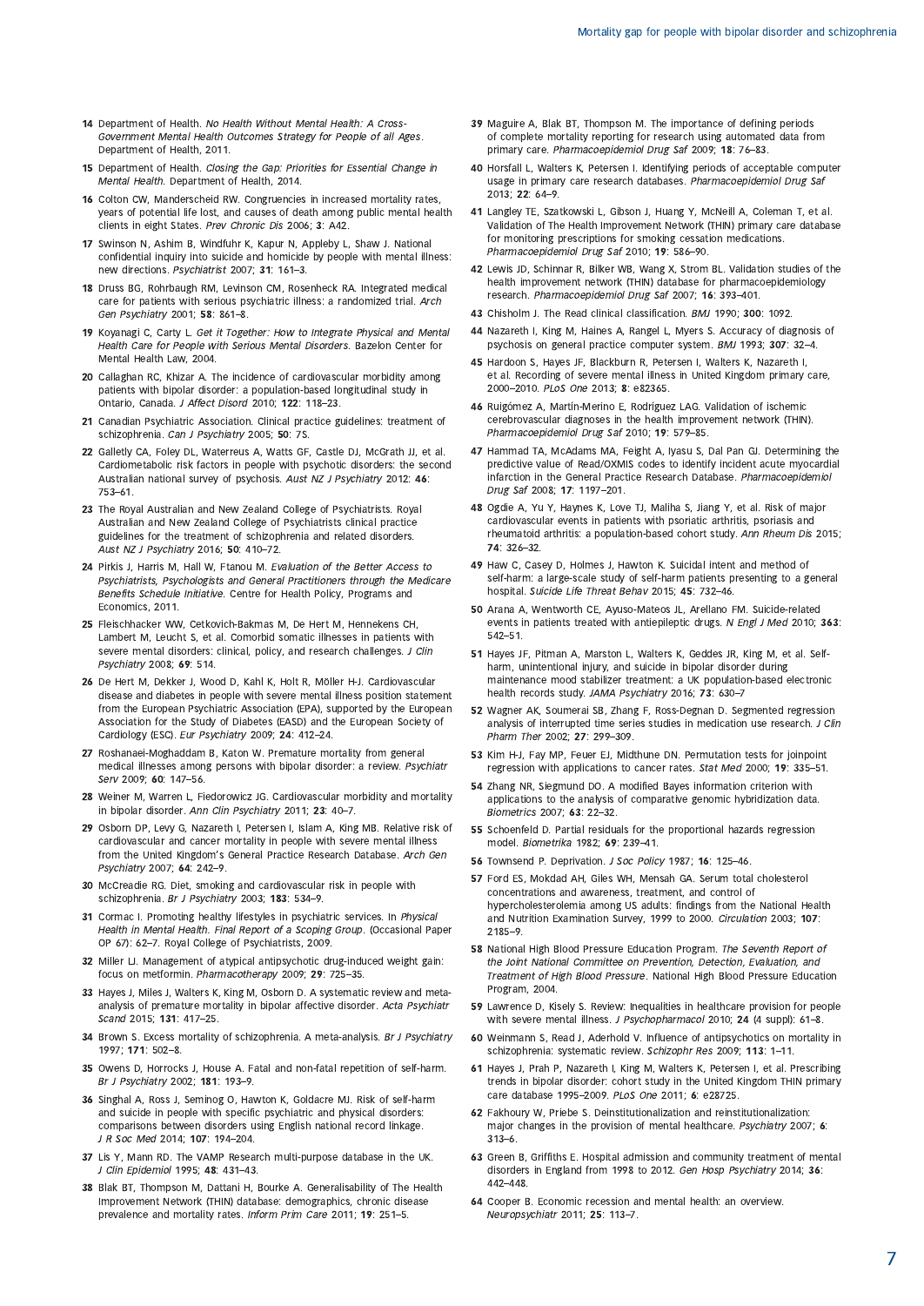14 Department of Health. *No Health Without Mental Health: A Cross-Government Mental Health Outcomes Strategy for People of all Ages*. Department of Health, 2011.

15 Department of Health. *Closing the Gap: Priorities for Essential Change in Mental Health*. Department of Health, 2014.

16 Colton CW, Manderscheid RW. Congruencies in increased mortality rates, years of potential life lost, and causes of death among public mental health clients in eight States. *Prev Chronic Dis* 2006; **3**: A42.

17 Swinson N, Ashim B, Windfuhr K, Kapur N, Appleby L, Shaw J. National confidential inquiry into suicide and homicide by people with mental illness: new directions. *Psychiatrist* 2007; **31**: 161–3.

18 Druss BG, Rohrbaugh RM, Levinson CM, Rosenheck RA. Integrated medical care for patients with serious psychiatric illness: a randomized trial. *Arch Gen Psychiatry* 2001; **58**: 861–8.

19 Koyanagi C, Carty L. *Get it Together: How to Integrate Physical and Mental Health Care for People with Serious Mental Disorders*. Bazelon Center for Mental Health Law, 2004.

20 Callaghan RC, Khizar A. The incidence of cardiovascular morbidity among patients with bipolar disorder: a population-based longitudinal study in Ontario, Canada. *J Affect Disord* 2010; **122**: 118–23.

21 Canadian Psychiatric Association. Clinical practice guidelines: treatment of schizophrenia. *Can J Psychiatry* 2005; **50**: 7S.

22 Galletly CA, Foley DL, Waterreus A, Watts GF, Castle DJ, McGrath JJ, et al. Cardiometabolic risk factors in people with psychotic disorders: the second Australian national survey of psychosis. *Aust NZ J Psychiatry* 2012: **46**: 753–61.

23 The Royal Australian and New Zealand College of Psychiatrists. Royal Australian and New Zealand College of Psychiatrists clinical practice guidelines for the treatment of schizophrenia and related disorders. *Aust NZ J Psychiatry* 2016; **50**: 410–72.

24 Pirkis J, Harris M, Hall W, Ftanou M. *Evaluation of the Better Access to Psychiatrists, Psychologists and General Practitioners through the Medicare Benefits Schedule Initiative*. Centre for Health Policy, Programs and Economics, 2011.

25 Fleischhacker WW, Cetkovich-Bakmas M, De Hert M, Hennekens CH, Lambert M, Leucht S, et al. Comorbid somatic illnesses in patients with severe mental disorders: clinical, policy, and research challenges. *J Clin Psychiatry* 2008; **69**: 514.

26 De Hert M, Dekker J, Wood D, Kahl K, Holt R, Möller H-J. Cardiovascular disease and diabetes in people with severe mental illness position statement from the European Psychiatric Association (EPA), supported by the European Association for the Study of Diabetes (EASD) and the European Society of Cardiology (ESC). *Eur Psychiatry* 2009; **24**: 412–24.

27 Roshanaei-Moghaddam B, Katon W. Premature mortality from general medical illnesses among persons with bipolar disorder: a review. *Psychiatr Serv* 2009; **60**: 147–56.

28 Weiner M, Warren L, Fiedorowicz JG. Cardiovascular morbidity and mortality in bipolar disorder. *Ann Clin Psychiatry* 2011; **23**: 40–7.

29 Osborn DP, Levy G, Nazareth I, Petersen I, Islam A, King MB. Relative risk of cardiovascular and cancer mortality in people with severe mental illness from the United Kingdom's General Practice Research Database. *Arch Gen Psychiatry* 2007; **64**: 242–9.

30 McCreadie RG. Diet, smoking and cardiovascular risk in people with schizophrenia. *Br J Psychiatry* 2003; **183**: 534–9.

31 Cormac I. Promoting healthy lifestyles in psychiatric services. In *Physical Health in Mental Health. Final Report of a Scoping Group*. (Occasional Paper OP 67): 62–7. Royal College of Psychiatrists, 2009.

32 Miller LJ. Management of atypical antipsychotic drug-induced weight gain: focus on metformin. *Pharmacotherapy* 2009; **29**: 725–35.

33 Hayes J, Miles J, Walters K, King M, Osborn D. A systematic review and meta-analysis of premature mortality in bipolar affective disorder. *Acta Psychiatr Scand* 2015; **131**: 417–25.

34 Brown S. Excess mortality of schizophrenia. A meta-analysis. *Br J Psychiatry* 1997; **171**: 502–8.

35 Owens D, Horrocks J, House A. Fatal and non-fatal repetition of self-harm. *Br J Psychiatry* 2002; **181**: 193–9.

36 Singhal A, Ross J, Seminog O, Hawton K, Goldacre MJ. Risk of self-harm and suicide in people with specific psychiatric and physical disorders: comparisons between disorders using English national record linkage. *J R Soc Med* 2014; **107**: 194–204.

37 Lis Y, Mann RD. The VAMP Research multi-purpose database in the UK. *J Clin Epidemiol* 1995; **48**: 431–43.

38 Blak BT, Thompson M, Dattani H, Bourke A. Generalisability of The Health Improvement Network (THIN) database: demographics, chronic disease prevalence and mortality rates. *Inform Prim Care* 2011; **19**: 251–5.

39 Maguire A, Blak BT, Thompson M. The importance of defining periods of complete mortality reporting for research using automated data from primary care. *Pharmacoepidemiol Drug Saf* 2009; **18**: 76–83.

40 Horsfall L, Walters K, Petersen I. Identifying periods of acceptable computer usage in primary care research databases. *Pharmacoepidemiol Drug Saf* 2013; **22**: 64–9.

41 Langley TE, Szatkowski L, Gibson J, Huang Y, McNeill A, Coleman T, et al. Validation of The Health Improvement Network (THIN) primary care database for monitoring prescriptions for smoking cessation medications. *Pharmacoepidemiol Drug Saf* 2010; **19**: 586–90.

42 Lewis JD, Schinnar R, Bilker WB, Wang X, Strom BL. Validation studies of the health improvement network (THIN) database for pharmacoepidemiology research. *Pharmacoepidemiol Drug Saf* 2007; **16**: 393–401.

43 Chisholm J. The Read clinical classification. *BMJ* 1990; **300**: 1092.

44 Nazareth I, King M, Haines A, Rangel L, Myers S. Accuracy of diagnosis of psychosis on general practice computer system. *BMJ* 1993; **307**: 32–4.

45 Hardoon S, Hayes JF, Blackburn R, Petersen I, Walters K, Nazareth I, et al. Recording of severe mental illness in United Kingdom primary care, 2000–2010. *PLoS One* 2013; **8**: e82365.

46 Ruigómez A, Martín-Merino E, Rodríguez LAG. Validation of ischemic cerebrovascular diagnoses in the health improvement network (THIN). *Pharmacoepidemiol Drug Saf* 2010; **19**: 579–85.

47 Hammad TA, McAdams MA, Feight A, Iyasu S, Dal Pan GJ. Determining the predictive value of Read/OXMIS codes to identify incident acute myocardial infarction in the General Practice Research Database. *Pharmacoepidemiol Drug Saf* 2008; **17**: 1197–201.

48 Ogdie A, Yu Y, Haynes K, Love TJ, Maliha S, Jiang Y, et al. Risk of major cardiovascular events in patients with psoriatic arthritis, psoriasis and rheumatoid arthritis: a population-based cohort study. *Ann Rheum Dis* 2015; **74**: 326–32.

49 Haw C, Casey D, Holmes J, Hawton K. Suicidal intent and method of self-harm: a large-scale study of self-harm patients presenting to a general hospital. *Suicide Life Threat Behav* 2015; **45**: 732–46.

50 Arana A, Wentworth CE, Ayuso-Mateos JL, Arellano FM. Suicide-related events in patients treated with antiepileptic drugs. *N Engl J Med* 2010; **363**: 542–51.

51 Hayes JF, Pitman A, Marston L, Walters K, Geddes JR, King M, et al. Self-harm, unintentional injury, and suicide in bipolar disorder during maintenance mood stabilizer treatment: a UK population-based electronic health records study. *JAMA Psychiatry* 2016; **73**: 630–7

52 Wagner AK, Soumerai SB, Zhang F, Ross-Degnan D. Segmented regression analysis of interrupted time series studies in medication use research. *J Clin Pharm Ther* 2002; **27**: 299–309.

53 Kim H-J, Fay MP, Feuer EJ, Midthune DN. Permutation tests for joinpoint regression with applications to cancer rates. *Stat Med* 2000; **19**: 335–51.

54 Zhang NR, Siegmund DO. A modified Bayes information criterion with applications to the analysis of comparative genomic hybridization data. *Biometrics* 2007; **63**: 22–32.

55 Schoenfeld D. Partial residuals for the proportional hazards regression model. *Biometrika* 1982; **69**: 239–41.

56 Townsend P. Deprivation. *J Soc Policy* 1987; **16**: 125–46.

57 Ford ES, Mokdad AH, Giles WH, Mensah GA. Serum total cholesterol concentrations and awareness, treatment, and control of hypercholesterolemia among US adults: findings from the National Health and Nutrition Examination Survey, 1999 to 2000. *Circulation* 2003; **107**: 2185–9.

58 National High Blood Pressure Education Program. *The Seventh Report of the Joint National Committee on Prevention, Detection, Evaluation, and Treatment of High Blood Pressure*. National High Blood Pressure Education Program, 2004.

59 Lawrence D, Kisely S. Review: Inequalities in healthcare provision for people with severe mental illness. *J Psychopharmacol* 2010; **24** (4 suppl): 61–8.

60 Weinmann S, Read J, Aderhold V. Influence of antipsychotics on mortality in schizophrenia: systematic review. *Schizophr Res* 2009; **113**: 1–11.

61 Hayes J, Prah P, Nazareth I, King M, Walters K, Petersen I, et al. Prescribing trends in bipolar disorder: cohort study in the United Kingdom THIN primary care database 1995–2009. *PLoS One* 2011; **6**: e28725.

62 Fakhoury W, Priebe S. Deinstitutionalization and reinstitutionalization: major changes in the provision of mental healthcare. *Psychiatry* 2007; **6**: 313–6.

63 Green B, Griffiths E. Hospital admission and community treatment of mental disorders in England from 1998 to 2012. *Gen Hosp Psychiatry* 2014; **36**: 442–448.

64 Cooper B. Economic recession and mental health: an overview. *Neuropsychiatr* 2011; **25**: 113–7.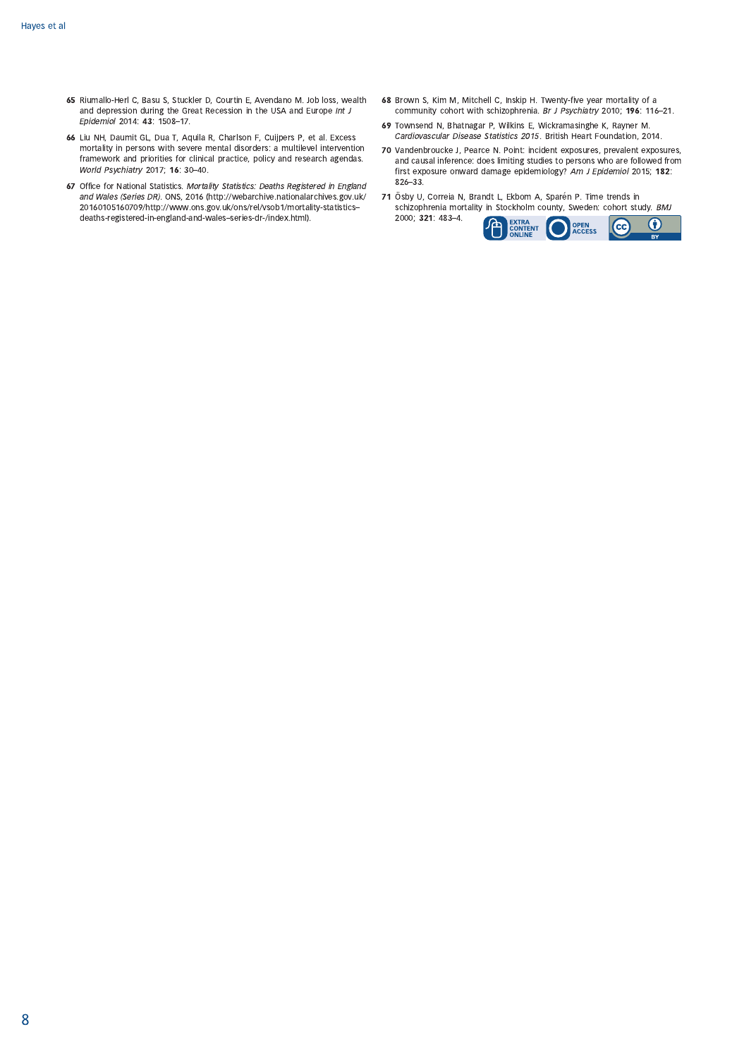65 Riumallo-Herl C, Basu S, Stuckler D, Courtin E, Avendano M. Job loss, wealth and depression during the Great Recession in the USA and Europe *Int J Epidemiol* 2014: **43**: 1508–17.

66 Liu NH, Daumit GL, Dua T, Aquila R, Charlson F, Cuijpers P, et al. Excess mortality in persons with severe mental disorders: a multilevel intervention framework and priorities for clinical practice, policy and research agendas. *World Psychiatry* 2017; **16**: 30–40.

67 Office for National Statistics. *Mortality Statistics: Deaths Registered in England and Wales (Series DR)*. ONS, 2016 (http://webarchive.nationalarchives.gov.uk/20160105160709/http://www.ons.gov.uk/ons/rel/vsob1/mortality-statistics–deaths-registered-in-england-and-wales–series-dr-/index.html).

68 Brown S, Kim M, Mitchell C, Inskip H. Twenty-five year mortality of a community cohort with schizophrenia. *Br J Psychiatry* 2010; **196**: 116–21.

69 Townsend N, Bhatnagar P, Wilkins E, Wickramasinghe K, Rayner M. *Cardiovascular Disease Statistics 2015*. British Heart Foundation, 2014.

70 Vandenbroucke J, Pearce N. Point: incident exposures, prevalent exposures, and causal inference: does limiting studies to persons who are followed from first exposure onward damage epidemiology? *Am J Epidemiol* 2015; **182**: 826–33.

71 Ösby U, Correia N, Brandt L, Ekbom A, Sparén P. Time trends in schizophrenia mortality in Stockholm county, Sweden: cohort study. *BMJ* 2000; **321**: 483–4.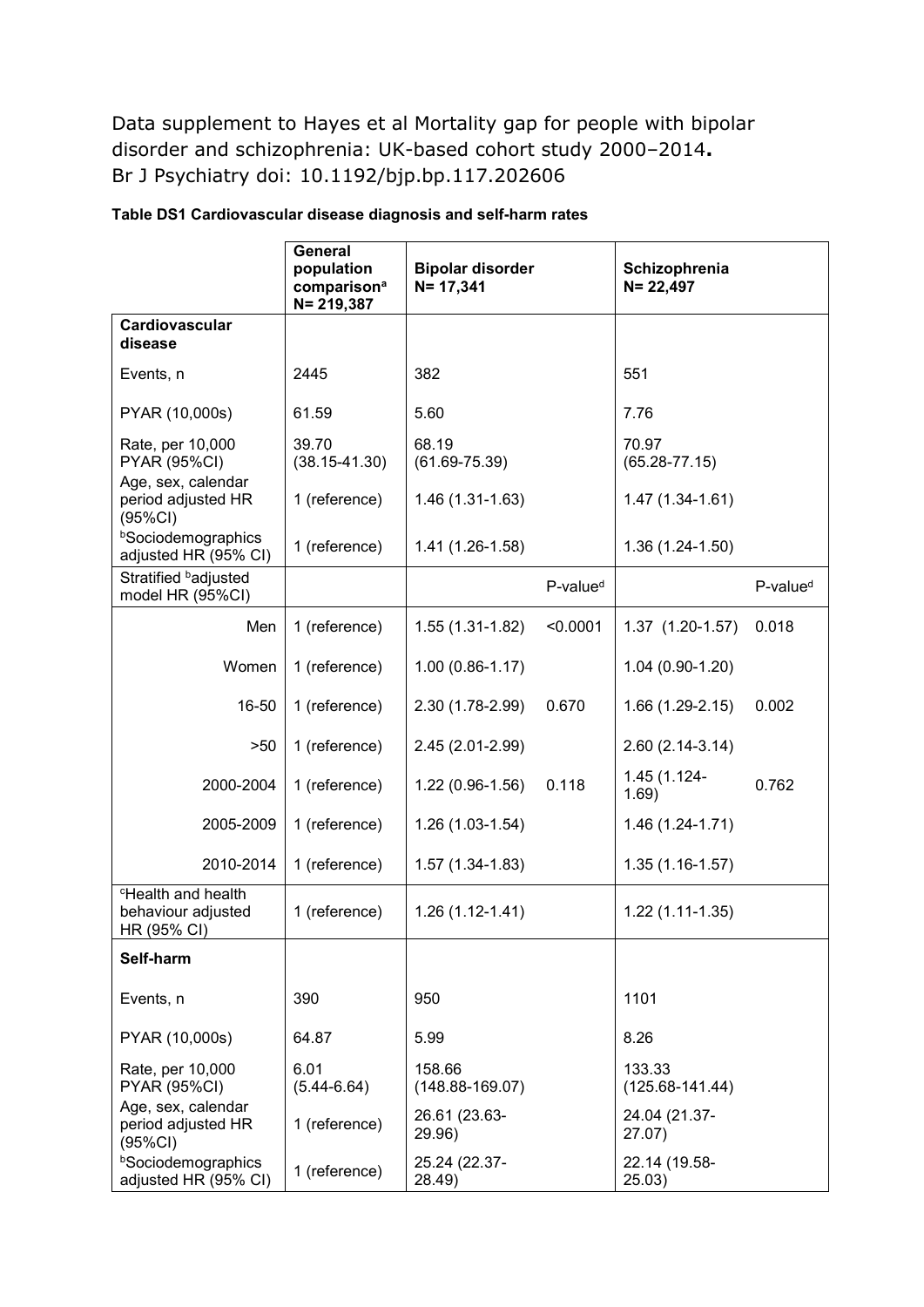Data supplement to Hayes et al Mortality gap for people with bipolar disorder and schizophrenia: UK-based cohort study 2000–2014**.**
Br J Psychiatry doi: 10.1192/bjp.bp.117.202606

**Table DS1 Cardiovascular disease diagnosis and self-harm rates**

| | General population comparison[a] N= 219,387 | Bipolar disorder N= 17,341 | | Schizophrenia N= 22,497 | |
|---|---|---|---|---|---|
| **Cardiovascular disease** | | | | | |
| Events, n | 2445 | 382 | | 551 | |
| PYAR (10,000s) | 61.59 | 5.60 | | 7.76 | |
| Rate, per 10,000 PYAR (95%CI) | 39.70 (38.15-41.30) | 68.19 (61.69-75.39) | | 70.97 (65.28-77.15) | |
| Age, sex, calendar period adjusted HR (95%CI) | 1 (reference) | 1.46 (1.31-1.63) | | 1.47 (1.34-1.61) | |
| [b]Sociodemographics adjusted HR (95% CI) | 1 (reference) | 1.41 (1.26-1.58) | | 1.36 (1.24-1.50) | |
| Stratified [b]adjusted model HR (95%CI) | | | P-value[d] | | P-value[d] |
| Men | 1 (reference) | 1.55 (1.31-1.82) | <0.0001 | 1.37 (1.20-1.57) | 0.018 |
| Women | 1 (reference) | 1.00 (0.86-1.17) | | 1.04 (0.90-1.20) | |
| 16-50 | 1 (reference) | 2.30 (1.78-2.99) | 0.670 | 1.66 (1.29-2.15) | 0.002 |
| >50 | 1 (reference) | 2.45 (2.01-2.99) | | 2.60 (2.14-3.14) | |
| 2000-2004 | 1 (reference) | 1.22 (0.96-1.56) | 0.118 | 1.45 (1.124-1.69) | 0.762 |
| 2005-2009 | 1 (reference) | 1.26 (1.03-1.54) | | 1.46 (1.24-1.71) | |
| 2010-2014 | 1 (reference) | 1.57 (1.34-1.83) | | 1.35 (1.16-1.57) | |
| [c]Health and health behaviour adjusted HR (95% CI) | 1 (reference) | 1.26 (1.12-1.41) | | 1.22 (1.11-1.35) | |
| **Self-harm** | | | | | |
| Events, n | 390 | 950 | | 1101 | |
| PYAR (10,000s) | 64.87 | 5.99 | | 8.26 | |
| Rate, per 10,000 PYAR (95%CI) | 6.01 (5.44-6.64) | 158.66 (148.88-169.07) | | 133.33 (125.68-141.44) | |
| Age, sex, calendar period adjusted HR (95%CI) | 1 (reference) | 26.61 (23.63-29.96) | | 24.04 (21.37-27.07) | |
| [b]Sociodemographics adjusted HR (95% CI) | 1 (reference) | 25.24 (22.37-28.49) | | 22.14 (19.58-25.03) | |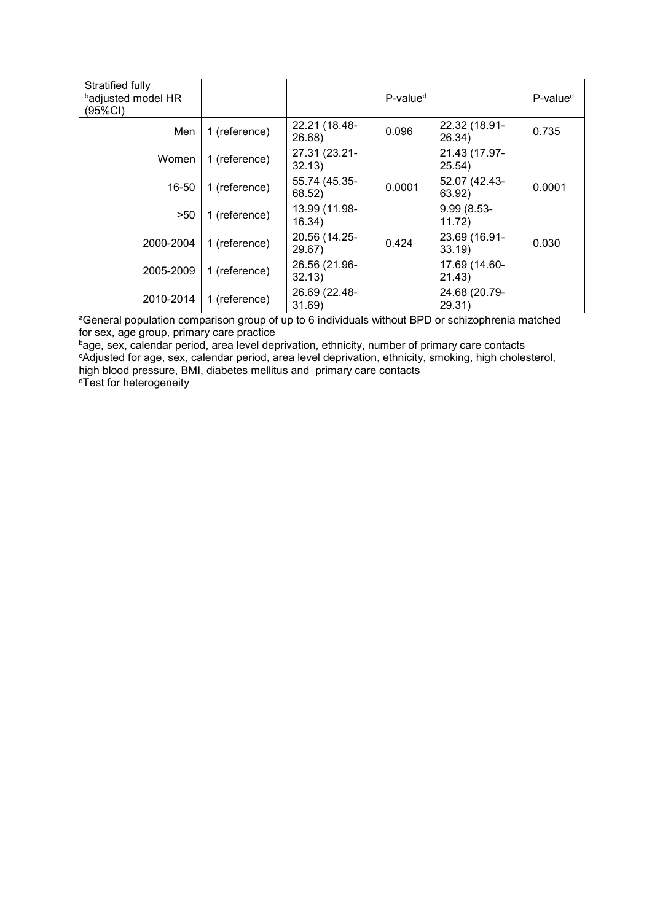| Stratified fully [b]adjusted model HR (95%CI) | | | P-value[d] | | P-value[d] |
|---|---|---|---|---|---|
| Men | 1 (reference) | 22.21 (18.48-26.68) | 0.096 | 22.32 (18.91-26.34) | 0.735 |
| Women | 1 (reference) | 27.31 (23.21-32.13) | | 21.43 (17.97-25.54) | |
| 16-50 | 1 (reference) | 55.74 (45.35-68.52) | 0.0001 | 52.07 (42.43-63.92) | 0.0001 |
| >50 | 1 (reference) | 13.99 (11.98-16.34) | | 9.99 (8.53-11.72) | |
| 2000-2004 | 1 (reference) | 20.56 (14.25-29.67) | 0.424 | 23.69 (16.91-33.19) | 0.030 |
| 2005-2009 | 1 (reference) | 26.56 (21.96-32.13) | | 17.69 (14.60-21.43) | |
| 2010-2014 | 1 (reference) | 26.69 (22.48-31.69) | | 24.68 (20.79-29.31) | |

[a]General population comparison group of up to 6 individuals without BPD or schizophrenia matched for sex, age group, primary care practice

[b]age, sex, calendar period, area level deprivation, ethnicity, number of primary care contacts

[c]Adjusted for age, sex, calendar period, area level deprivation, ethnicity, smoking, high cholesterol, high blood pressure, BMI, diabetes mellitus and primary care contacts

[d]Test for heterogeneity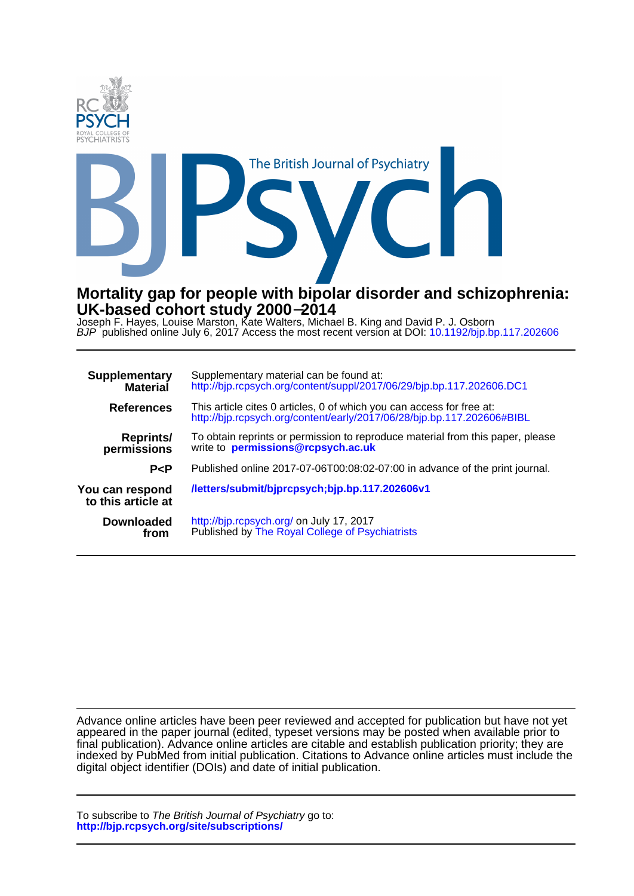# Mortality gap for people with bipolar disorder and schizophrenia: UK-based cohort study 2000−2014

Joseph F. Hayes, Louise Marston, Kate Walters, Michael B. King and David P. J. Osborn

*BJP* published online July 6, 2017 Access the most recent version at DOI: 10.1192/bjp.bp.117.202606

| | |
|---|---|
| **Supplementary Material** | Supplementary material can be found at: http://bjp.rcpsych.org/content/suppl/2017/06/29/bjp.bp.117.202606.DC1 |
| **References** | This article cites 0 articles, 0 of which you can access for free at: http://bjp.rcpsych.org/content/early/2017/06/28/bjp.bp.117.202606#BIBL |
| **Reprints/ permissions** | To obtain reprints or permission to reproduce material from this paper, please write to **permissions@rcpsych.ac.uk** |
| **P<P** | Published online 2017-07-06T00:08:02-07:00 in advance of the print journal. |
| **You can respond to this article at** | **/letters/submit/bjprcpsych;bjp.bp.117.202606v1** |
| **Downloaded from** | http://bjp.rcpsych.org/ on July 17, 2017 Published by The Royal College of Psychiatrists |

Advance online articles have been peer reviewed and accepted for publication but have not yet appeared in the paper journal (edited, typeset versions may be posted when available prior to final publication). Advance online articles are citable and establish publication priority; they are indexed by PubMed from initial publication. Citations to Advance online articles must include the digital object identifier (DOIs) and date of initial publication.

To subscribe to *The British Journal of Psychiatry* go to:
**http://bjp.rcpsych.org/site/subscriptions/**